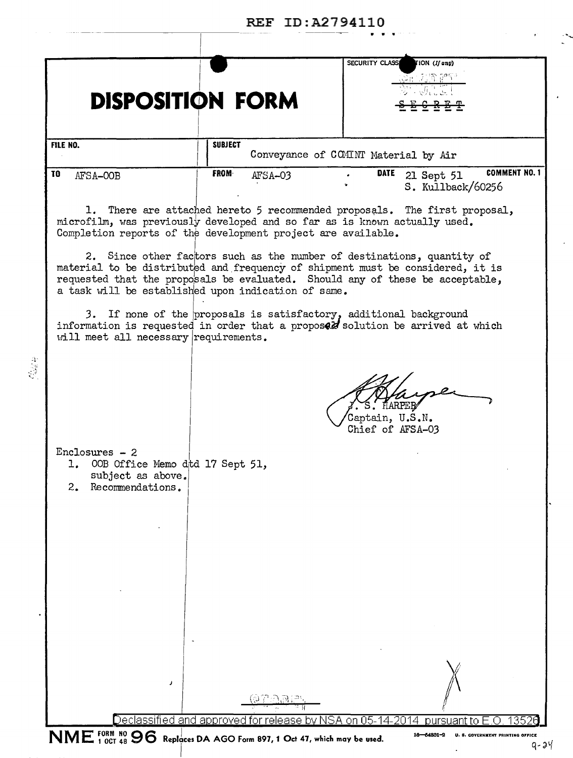REF ID:A2794110

# DISPOSITION FORM

SECURITY CLASSIFICATION (If any)

~~SECRET~~

| FILE NO. | SUBJECT | | |
|---|---|---|---|
| | Conveyance of COMINT Material by Air | | |
| TO AFSA-00B | FROM AFSA-03 | DATE 21 Sept 51 S. Kullback/60256 | COMMENT NO. 1 |

1. There are attached hereto 5 recommended proposals. The first proposal, microfilm, was previously developed and so far as is known actually used. Completion reports of the development project are available.

2. Since other factors such as the number of destinations, quantity of material to be distributed and frequency of shipment must be considered, it is requested that the proposals be evaluated. Should any of these be acceptable, a task will be established upon indication of same.

3. If none of the proposals is satisfactory, additional background information is requested in order that a proposed solution be arrived at which will meet all necessary requirements.

J. S. HARPER
Captain, U.S.N.
Chief of AFSA-03

Enclosures - 2
1. OOB Office Memo dtd 17 Sept 51, subject as above.
2. Recommendations.

Declassified and approved for release by NSA on 05-14-2014 pursuant to E.O. 13526

NME FORM NO 96 1 OCT 48 Replaces DA AGO Form 897, 1 Oct 47, which may be used.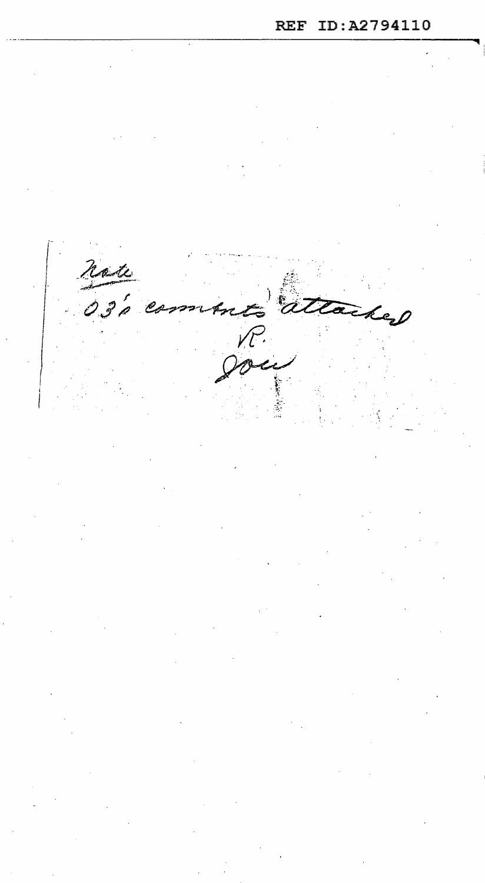Note

O3's comments attached

R.

Joe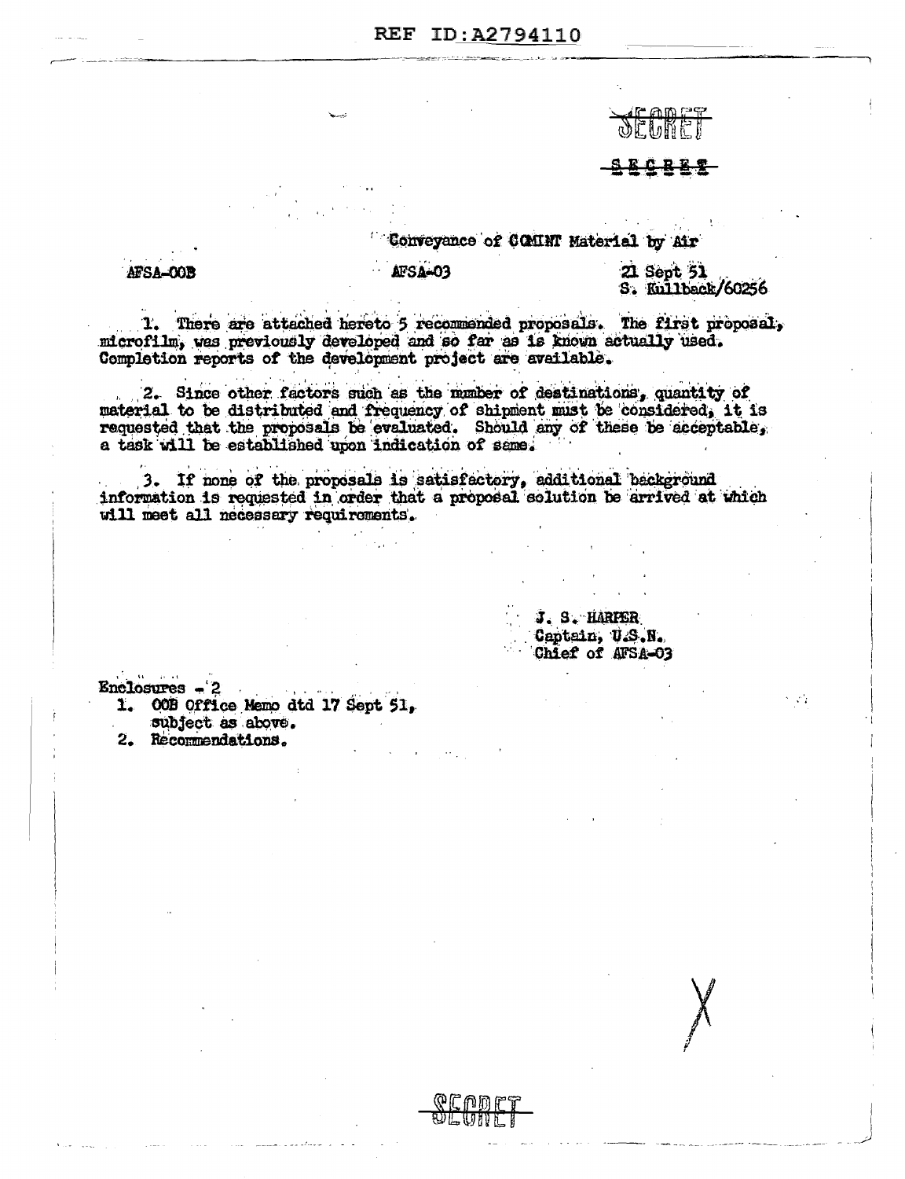SECRET

SECRET

Conveyance of COMINT Material by Air

AFSA-00B

AFSA-03

21 Sept 51
S. Kullback/60256

1. There are attached hereto 5 recommended proposals. The first proposal, microfilm, was previously developed and so far as is known actually used. Completion reports of the development project are available.

2. Since other factors such as the number of destinations, quantity of material to be distributed and frequency of shipment must be considered, it is requested that the proposals be evaluated. Should any of these be acceptable, a task will be established upon indication of same.

3. If none of the proposals is satisfactory, additional background information is requested in order that a proposal solution be arrived at which will meet all necessary requirements.

J. S. HARPER
Captain, U.S.N.
Chief of AFSA-03

Enclosures - 2
1. OOB Office Memo dtd 17 Sept 51, subject as above.
2. Recommendations.

SECRET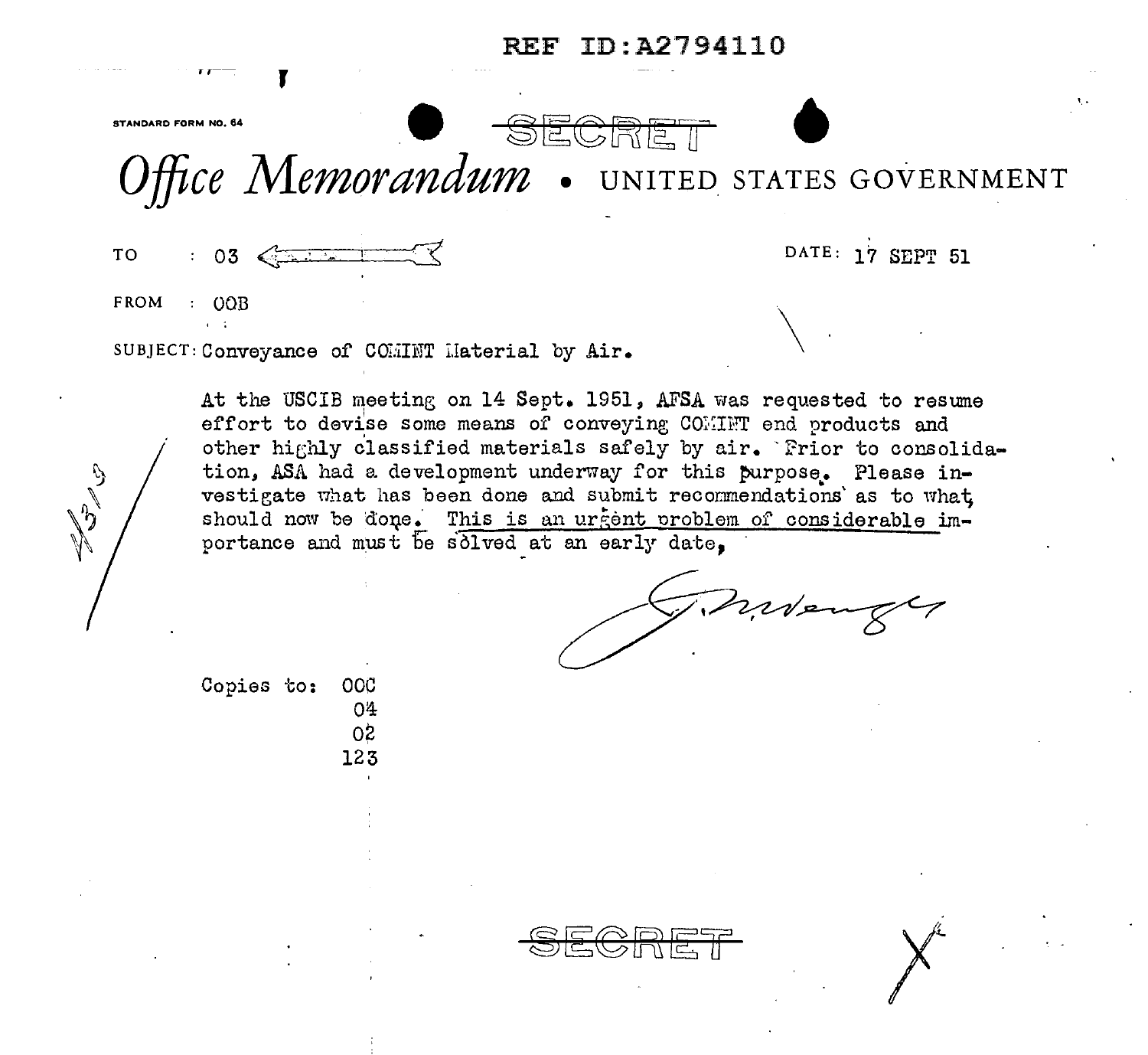REF ID:A2794110

STANDARD FORM NO. 64

~~SECRET~~

# *Office Memorandum* • UNITED STATES GOVERNMENT

TO : 03

DATE: 17 SEPT 51

FROM : OOB

SUBJECT: Conveyance of COMINT Material by Air.

At the USCIB meeting on 14 Sept. 1951, AFSA was requested to resume effort to devise some means of conveying COMINT end products and other highly classified materials safely by air. Prior to consolidation, ASA had a development underway for this purpose. Please investigate what has been done and submit recommendations as to what should now be done. This is an urgent problem of considerable importance and must be solved at an early date.

Copies to: OOC
04
02
123

~~SECRET~~